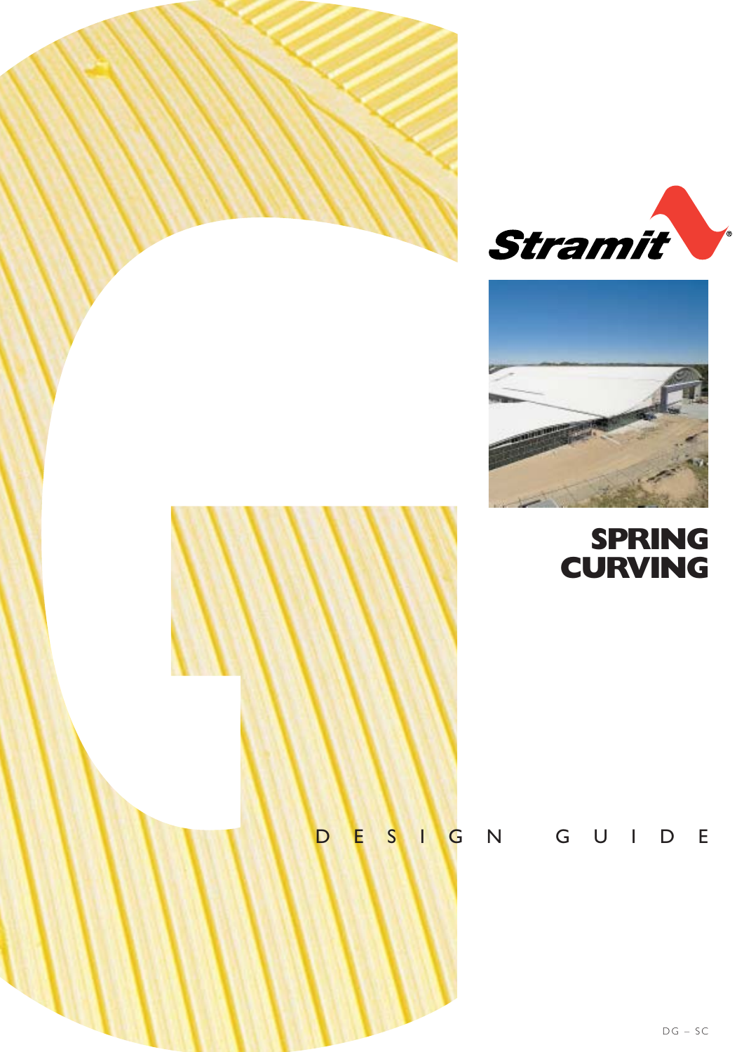Stramit®

# SPRING CURVING

DESIGN GUIDE

DG – SC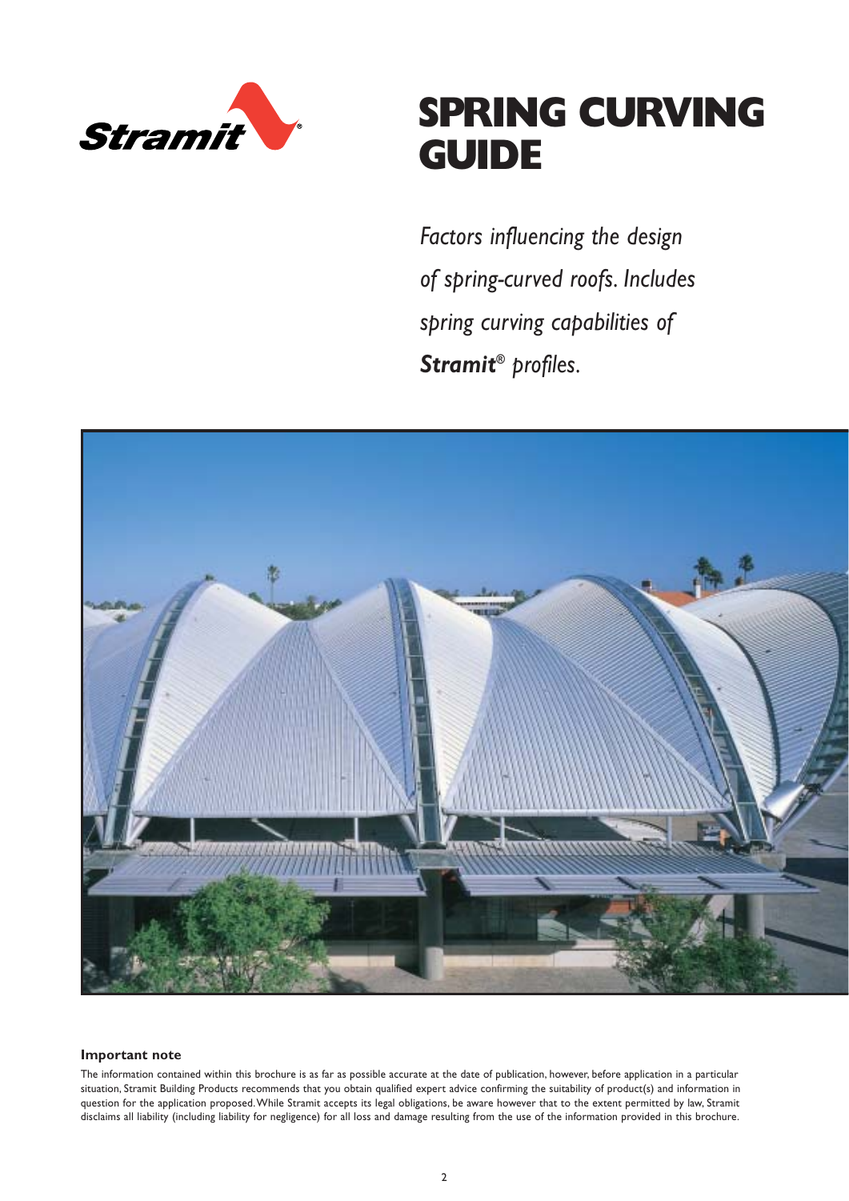# SPRING CURVING GUIDE

*Factors influencing the design of spring-curved roofs. Includes spring curving capabilities of **Stramit**® profiles.*

**Important note**

The information contained within this brochure is as far as possible accurate at the date of publication, however, before application in a particular situation, Stramit Building Products recommends that you obtain qualified expert advice confirming the suitability of product(s) and information in question for the application proposed. While Stramit accepts its legal obligations, be aware however that to the extent permitted by law, Stramit disclaims all liability (including liability for negligence) for all loss and damage resulting from the use of the information provided in this brochure.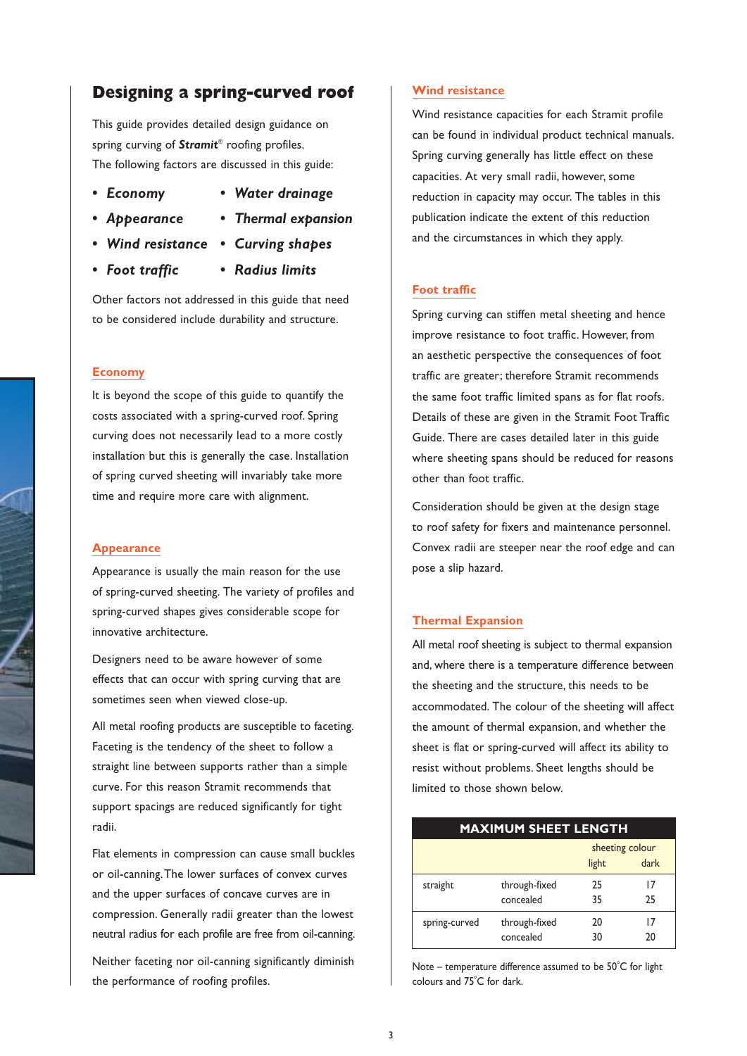# Designing a spring-curved roof

This guide provides detailed design guidance on spring curving of ***Stramit***® roofing profiles. The following factors are discussed in this guide:

- *Economy*
- *Appearance*
- *Wind resistance*
- *Foot traffic*
- *Water drainage*
- *Thermal expansion*
- *Curving shapes*
- *Radius limits*

Other factors not addressed in this guide that need to be considered include durability and structure.

## Economy

It is beyond the scope of this guide to quantify the costs associated with a spring-curved roof. Spring curving does not necessarily lead to a more costly installation but this is generally the case. Installation of spring curved sheeting will invariably take more time and require more care with alignment.

## Appearance

Appearance is usually the main reason for the use of spring-curved sheeting. The variety of profiles and spring-curved shapes gives considerable scope for innovative architecture.

Designers need to be aware however of some effects that can occur with spring curving that are sometimes seen when viewed close-up.

All metal roofing products are susceptible to faceting. Faceting is the tendency of the sheet to follow a straight line between supports rather than a simple curve. For this reason Stramit recommends that support spacings are reduced significantly for tight radii.

Flat elements in compression can cause small buckles or oil-canning. The lower surfaces of convex curves and the upper surfaces of concave curves are in compression. Generally radii greater than the lowest neutral radius for each profile are free from oil-canning.

Neither faceting nor oil-canning significantly diminish the performance of roofing profiles.

## Wind resistance

Wind resistance capacities for each Stramit profile can be found in individual product technical manuals. Spring curving generally has little effect on these capacities. At very small radii, however, some reduction in capacity may occur. The tables in this publication indicate the extent of this reduction and the circumstances in which they apply.

## Foot traffic

Spring curving can stiffen metal sheeting and hence improve resistance to foot traffic. However, from an aesthetic perspective the consequences of foot traffic are greater; therefore Stramit recommends the same foot traffic limited spans as for flat roofs. Details of these are given in the Stramit Foot Traffic Guide. There are cases detailed later in this guide where sheeting spans should be reduced for reasons other than foot traffic.

Consideration should be given at the design stage to roof safety for fixers and maintenance personnel. Convex radii are steeper near the roof edge and can pose a slip hazard.

## Thermal Expansion

All metal roof sheeting is subject to thermal expansion and, where there is a temperature difference between the sheeting and the structure, this needs to be accommodated. The colour of the sheeting will affect the amount of thermal expansion, and whether the sheet is flat or spring-curved will affect its ability to resist without problems. Sheet lengths should be limited to those shown below.

| MAXIMUM SHEET LENGTH | | | |
|---|---|---|---|
| | | sheeting colour | |
| | | light | dark |
| straight | through-fixed | 25 | 17 |
| | concealed | 35 | 25 |
| spring-curved | through-fixed | 20 | 17 |
| | concealed | 30 | 20 |

Note – temperature difference assumed to be 50°C for light colours and 75°C for dark.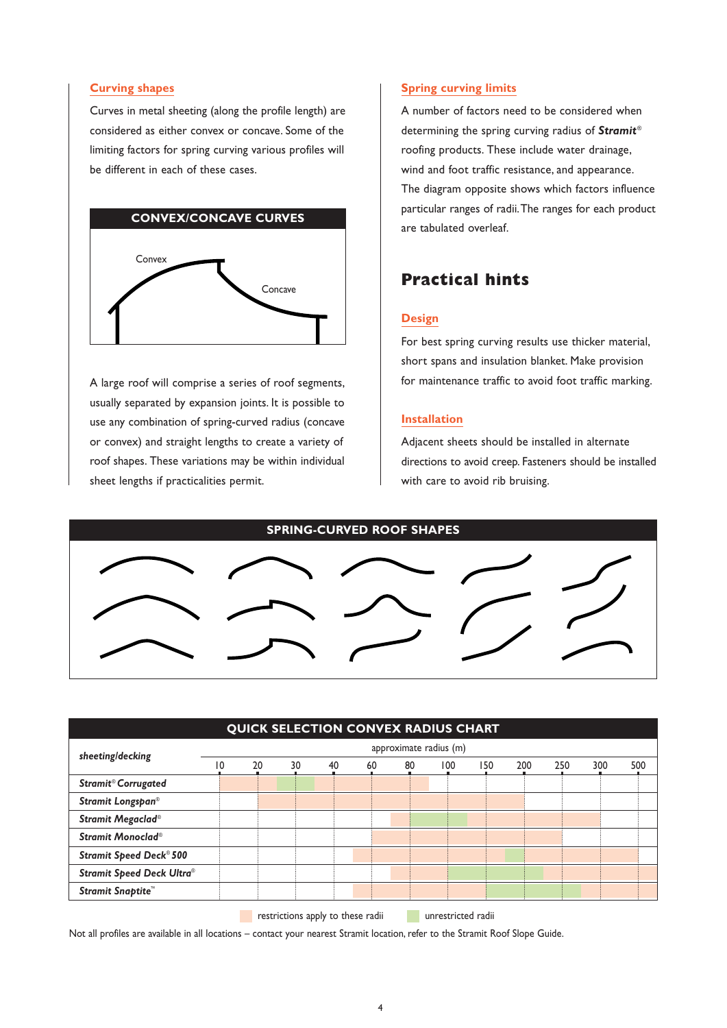### Curving shapes

Curves in metal sheeting (along the profile length) are considered as either convex or concave. Some of the limiting factors for spring curving various profiles will be different in each of these cases.

**CONVEX/CONCAVE CURVES**

Convex

Concave

A large roof will comprise a series of roof segments, usually separated by expansion joints. It is possible to use any combination of spring-curved radius (concave or convex) and straight lengths to create a variety of roof shapes. These variations may be within individual sheet lengths if practicalities permit.

### Spring curving limits

A number of factors need to be considered when determining the spring curving radius of ***Stramit***® roofing products. These include water drainage, wind and foot traffic resistance, and appearance. The diagram opposite shows which factors influence particular ranges of radii. The ranges for each product are tabulated overleaf.

## Practical hints

### Design

For best spring curving results use thicker material, short spans and insulation blanket. Make provision for maintenance traffic to avoid foot traffic marking.

### Installation

Adjacent sheets should be installed in alternate directions to avoid creep. Fasteners should be installed with care to avoid rib bruising.

**SPRING-CURVED ROOF SHAPES**

**QUICK SELECTION CONVEX RADIUS CHART**

Approximate radius (m) ranges read from the chart (axis: 10, 20, 30, 40, 60, 80, 100, 150, 200, 250, 300, 500):

| *sheeting/decking* | restrictions apply to these radii | unrestricted radii | restrictions apply to these radii |
|---|---|---|---|
| ***Stramit® Corrugated*** | approx. 10 – 25 | approx. 25 – 35 | approx. 35 – 90 |
| ***Stramit Longspan®*** | approx. 20 – 200 | – | – |
| ***Stramit Megaclad®*** | approx. 70 – 80 | approx. 80 – 125 | approx. 125 – 300 |
| ***Stramit Monoclad®*** | approx. 60 – 250 | – | – |
| ***Stramit Speed Deck® 500*** | approx. 50 – 175 | approx. 175 – 200 | approx. 200 – 500 |
| ***Stramit Speed Deck Ultra®*** | approx. 70 – 100 | approx. 100 – 225 | approx. 225 – 500+ |
| ***Stramit Snaptite™*** | approx. 50 – 150 | approx. 150 – 275 | approx. 275 – 500+ |

restrictions apply to these radii — unrestricted radii

Not all profiles are available in all locations – contact your nearest Stramit location, refer to the Stramit Roof Slope Guide.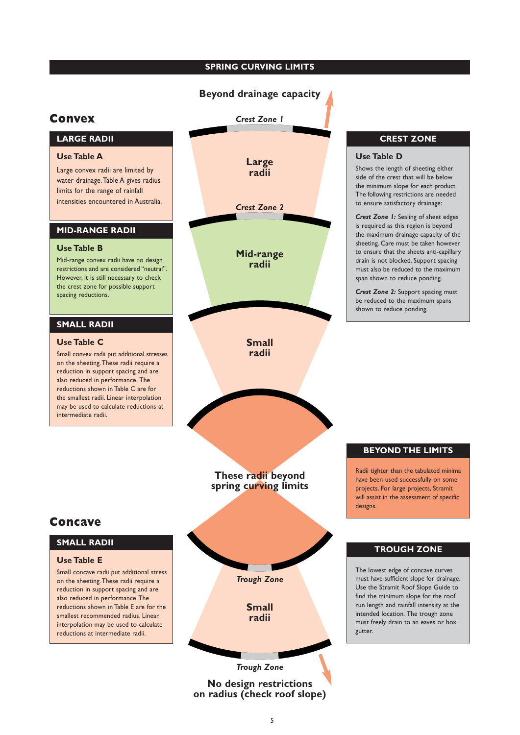# SPRING CURVING LIMITS

Beyond drainage capacity

## Convex

### LARGE RADII

**Use Table A**

Large convex radii are limited by water drainage. Table A gives radius limits for the range of rainfall intensities encountered in Australia.

### MID-RANGE RADII

**Use Table B**

Mid-range convex radii have no design restrictions and are considered "neutral". However, it is still necessary to check the crest zone for possible support spacing reductions.

### SMALL RADII

**Use Table C**

Small convex radii put additional stresses on the sheeting. These radii require a reduction in support spacing and are also reduced in performance. The reductions shown in Table C are for the smallest radii. Linear interpolation may be used to calculate reductions at intermediate radii.

*Crest Zone 1*

**Large radii**

*Crest Zone 2*

**Mid-range radii**

**Small radii**

**These radii beyond spring curving limits**

### CREST ZONE

**Use Table D**

Shows the length of sheeting either side of the crest that will be below the minimum slope for each product. The following restrictions are needed to ensure satisfactory drainage:

***Crest Zone 1:*** Sealing of sheet edges is required as this region is beyond the maximum drainage capacity of the sheeting. Care must be taken however to ensure that the sheets anti-capillary drain is not blocked. Support spacing must also be reduced to the maximum span shown to reduce ponding.

***Crest Zone 2:*** Support spacing must be reduced to the maximum spans shown to reduce ponding.

### BEYOND THE LIMITS

Radii tighter than the tabulated minima have been used successfully on some projects. For large projects, Stramit will assist in the assessment of specific designs.

## Concave

### SMALL RADII

**Use Table E**

Small concave radii put additional stress on the sheeting. These radii require a reduction in support spacing and are also reduced in performance. The reductions shown in Table E are for the smallest recommended radius. Linear interpolation may be used to calculate reductions at intermediate radii.

*Trough Zone*

**Small radii**

*Trough Zone*

**No design restrictions on radius (check roof slope)**

### TROUGH ZONE

The lowest edge of concave curves must have sufficient slope for drainage. Use the Stramit Roof Slope Guide to find the minimum slope for the roof run length and rainfall intensity at the intended location. The trough zone must freely drain to an eaves or box gutter.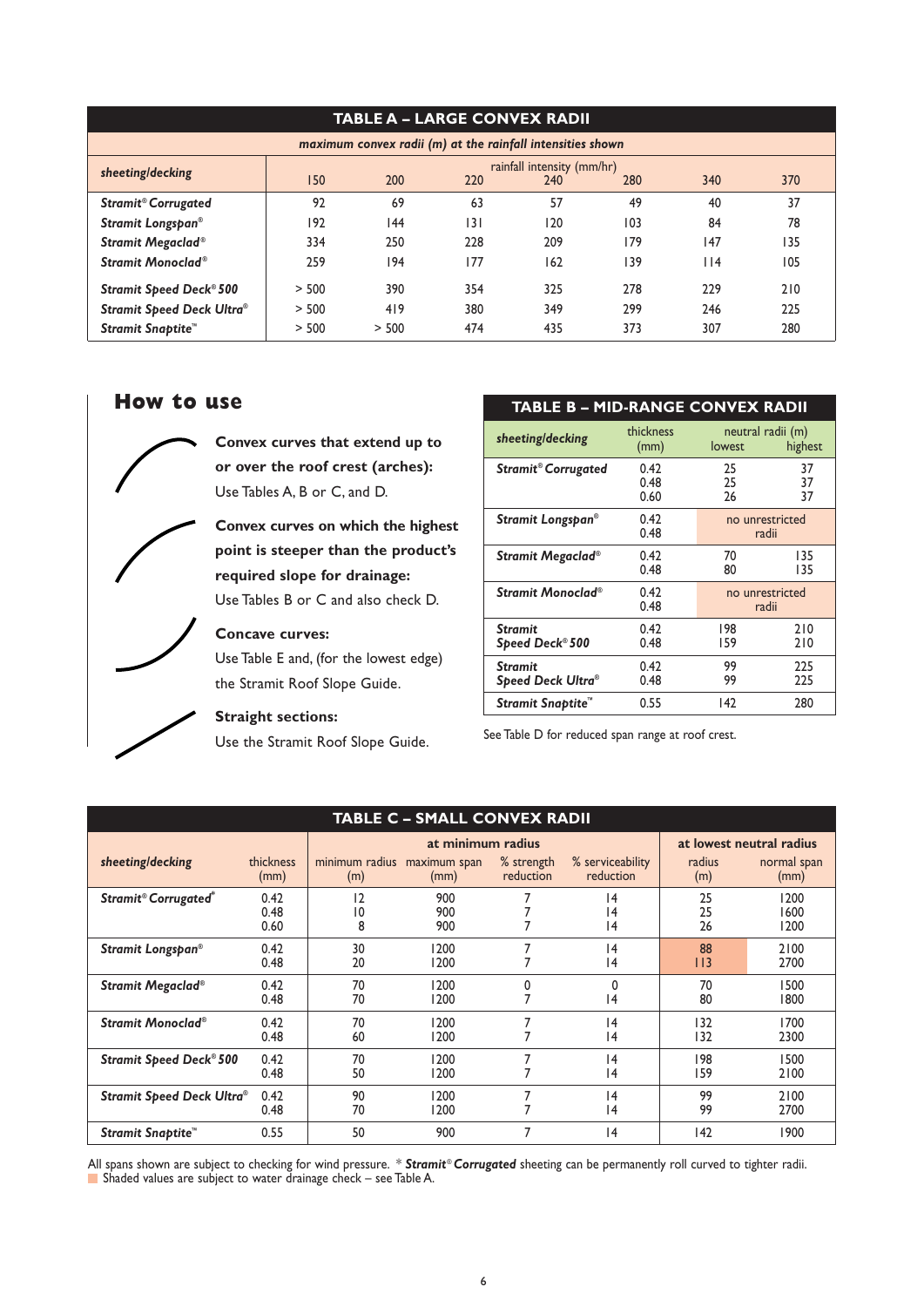## TABLE A – LARGE CONVEX RADII

*maximum convex radii (m) at the rainfall intensities shown*

| sheeting/decking | rainfall intensity (mm/hr) 150 | 200 | 220 | 240 | 280 | 340 | 370 |
|---|---|---|---|---|---|---|---|
| ***Stramit® Corrugated*** | 92 | 69 | 63 | 57 | 49 | 40 | 37 |
| ***Stramit Longspan®*** | 192 | 144 | 131 | 120 | 103 | 84 | 78 |
| ***Stramit Megaclad®*** | 334 | 250 | 228 | 209 | 179 | 147 | 135 |
| ***Stramit Monoclad®*** | 259 | 194 | 177 | 162 | 139 | 114 | 105 |
| ***Stramit Speed Deck® 500*** | > 500 | 390 | 354 | 325 | 278 | 229 | 210 |
| ***Stramit Speed Deck Ultra®*** | > 500 | 419 | 380 | 349 | 299 | 246 | 225 |
| ***Stramit Snaptite™*** | > 500 | > 500 | 474 | 435 | 373 | 307 | 280 |

## How to use

**Convex curves that extend up to or over the roof crest (arches):**
Use Tables A, B or C, and D.

**Convex curves on which the highest point is steeper than the product's required slope for drainage:**
Use Tables B or C and also check D.

**Concave curves:**
Use Table E and, (for the lowest edge) the Stramit Roof Slope Guide.

**Straight sections:**
Use the Stramit Roof Slope Guide.

## TABLE B – MID-RANGE CONVEX RADII

| sheeting/decking | thickness (mm) | neutral radii (m) lowest | highest |
|---|---|---|---|
| ***Stramit® Corrugated*** | 0.42<br>0.48<br>0.60 | 25<br>25<br>26 | 37<br>37<br>37 |
| ***Stramit Longspan®*** | 0.42<br>0.48 | no unrestricted radii | |
| ***Stramit Megaclad®*** | 0.42<br>0.48 | 70<br>80 | 135<br>135 |
| ***Stramit Monoclad®*** | 0.42<br>0.48 | no unrestricted radii | |
| ***Stramit Speed Deck® 500*** | 0.42<br>0.48 | 198<br>159 | 210<br>210 |
| ***Stramit Speed Deck Ultra®*** | 0.42<br>0.48 | 99<br>99 | 225<br>225 |
| ***Stramit Snaptite™*** | 0.55 | 142 | 280 |

See Table D for reduced span range at roof crest.

## TABLE C – SMALL CONVEX RADII

| sheeting/decking | thickness (mm) | at minimum radius: minimum radius (m) | maximum span (mm) | % strength reduction | % serviceability reduction | at lowest neutral radius: radius (m) | normal span (mm) |
|---|---|---|---|---|---|---|---|
| ***Stramit® Corrugated**** | 0.42<br>0.48<br>0.60 | 12<br>10<br>8 | 900<br>900<br>900 | 7<br>7<br>7 | 14<br>14<br>14 | 25<br>25<br>26 | 1200<br>1600<br>1200 |
| ***Stramit Longspan®*** | 0.42<br>0.48 | 30<br>20 | 1200<br>1200 | 7<br>7 | 14<br>14 | 88<br>113 | 2100<br>2700 |
| ***Stramit Megaclad®*** | 0.42<br>0.48 | 70<br>70 | 1200<br>1200 | 0<br>7 | 0<br>14 | 70<br>80 | 1500<br>1800 |
| ***Stramit Monoclad®*** | 0.42<br>0.48 | 70<br>60 | 1200<br>1200 | 7<br>7 | 14<br>14 | 132<br>132 | 1700<br>2300 |
| ***Stramit Speed Deck® 500*** | 0.42<br>0.48 | 70<br>50 | 1200<br>1200 | 7<br>7 | 14<br>14 | 198<br>159 | 1500<br>2100 |
| ***Stramit Speed Deck Ultra®*** | 0.42<br>0.48 | 90<br>70 | 1200<br>1200 | 7<br>7 | 14<br>14 | 99<br>99 | 2100<br>2700 |
| ***Stramit Snaptite™*** | 0.55 | 50 | 900 | 7 | 14 | 142 | 1900 |

All spans shown are subject to checking for wind pressure. * ***Stramit® Corrugated*** sheeting can be permanently roll curved to tighter radii.
Shaded values are subject to water drainage check – see Table A.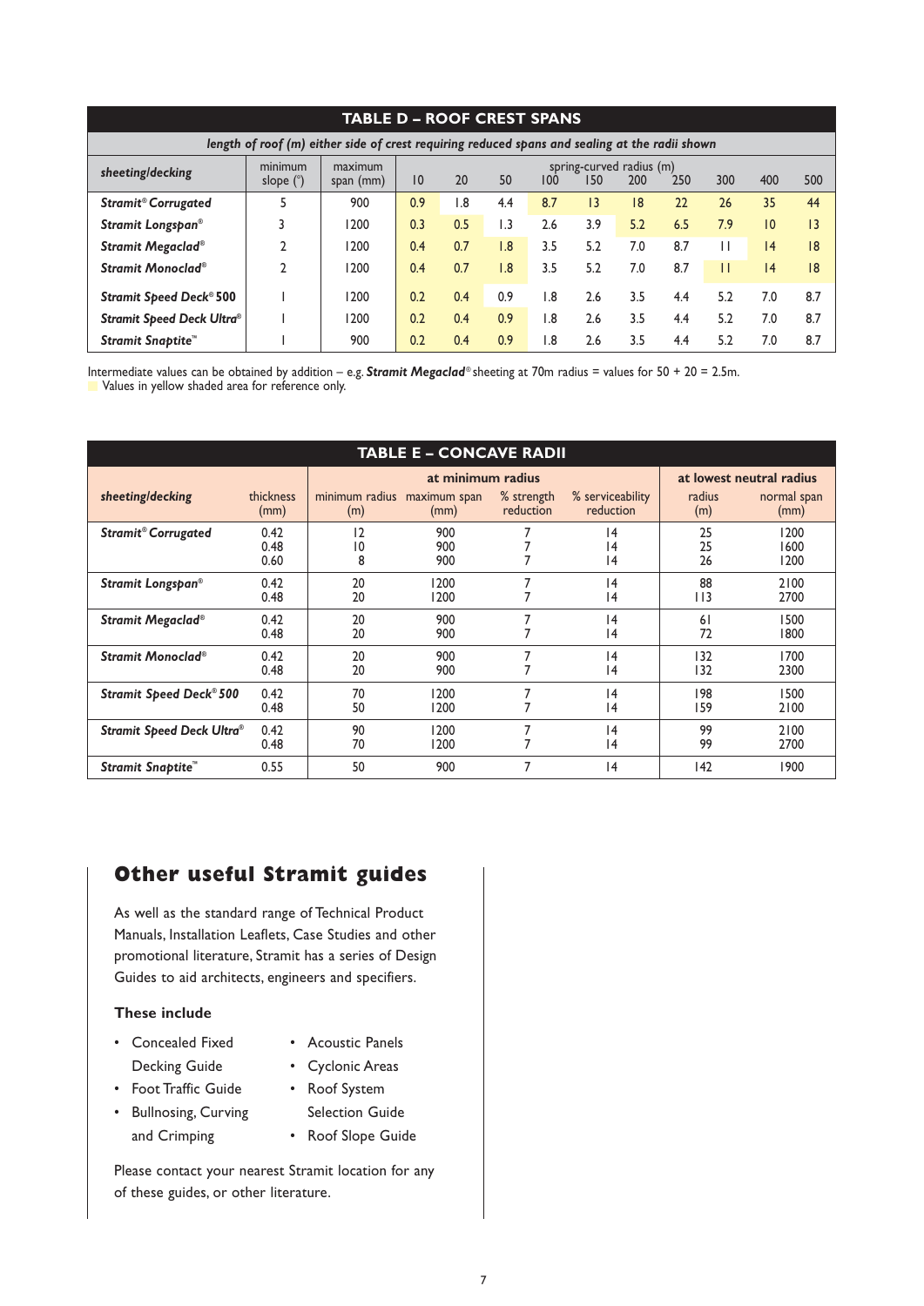## TABLE D – ROOF CREST SPANS

*length of roof (m) either side of crest requiring reduced spans and sealing at the radii shown*

| sheeting/decking | minimum slope (°) | maximum span (mm) | spring-curved radius (m) 10 | 20 | 50 | 100 | 150 | 200 | 250 | 300 | 400 | 500 |
|---|---|---|---|---|---|---|---|---|---|---|---|---|
| ***Stramit® Corrugated*** | 5 | 900 | 0.9 | 1.8 | 4.4 | 8.7 | 13 | 18 | 22 | 26 | 35 | 44 |
| ***Stramit Longspan®*** | 3 | 1200 | 0.3 | 0.5 | 1.3 | 2.6 | 3.9 | 5.2 | 6.5 | 7.9 | 10 | 13 |
| ***Stramit Megaclad®*** | 2 | 1200 | 0.4 | 0.7 | 1.8 | 3.5 | 5.2 | 7.0 | 8.7 | 11 | 14 | 18 |
| ***Stramit Monoclad®*** | 2 | 1200 | 0.4 | 0.7 | 1.8 | 3.5 | 5.2 | 7.0 | 8.7 | 11 | 14 | 18 |
| ***Stramit Speed Deck® 500*** | 1 | 1200 | 0.2 | 0.4 | 0.9 | 1.8 | 2.6 | 3.5 | 4.4 | 5.2 | 7.0 | 8.7 |
| ***Stramit Speed Deck Ultra®*** | 1 | 1200 | 0.2 | 0.4 | 0.9 | 1.8 | 2.6 | 3.5 | 4.4 | 5.2 | 7.0 | 8.7 |
| ***Stramit Snaptite™*** | 1 | 900 | 0.2 | 0.4 | 0.9 | 1.8 | 2.6 | 3.5 | 4.4 | 5.2 | 7.0 | 8.7 |

Intermediate values can be obtained by addition – e.g. ***Stramit Megaclad®*** sheeting at 70m radius = values for 50 + 20 = 2.5m.
Values in yellow shaded area for reference only.

## TABLE E – CONCAVE RADII

| sheeting/decking | thickness (mm) | at minimum radius: minimum radius (m) | maximum span (mm) | % strength reduction | % serviceability reduction | at lowest neutral radius: radius (m) | normal span (mm) |
|---|---|---|---|---|---|---|---|
| ***Stramit® Corrugated*** | 0.42 | 12 | 900 | 7 | 14 | 25 | 1200 |
| | 0.48 | 10 | 900 | 7 | 14 | 25 | 1600 |
| | 0.60 | 8 | 900 | 7 | 14 | 26 | 1200 |
| ***Stramit Longspan®*** | 0.42 | 20 | 1200 | 7 | 14 | 88 | 2100 |
| | 0.48 | 20 | 1200 | 7 | 14 | 113 | 2700 |
| ***Stramit Megaclad®*** | 0.42 | 20 | 900 | 7 | 14 | 61 | 1500 |
| | 0.48 | 20 | 900 | 7 | 14 | 72 | 1800 |
| ***Stramit Monoclad®*** | 0.42 | 20 | 900 | 7 | 14 | 132 | 1700 |
| | 0.48 | 20 | 900 | 7 | 14 | 132 | 2300 |
| ***Stramit Speed Deck® 500*** | 0.42 | 70 | 1200 | 7 | 14 | 198 | 1500 |
| | 0.48 | 50 | 1200 | 7 | 14 | 159 | 2100 |
| ***Stramit Speed Deck Ultra®*** | 0.42 | 90 | 1200 | 7 | 14 | 99 | 2100 |
| | 0.48 | 70 | 1200 | 7 | 14 | 99 | 2700 |
| ***Stramit Snaptite™*** | 0.55 | 50 | 900 | 7 | 14 | 142 | 1900 |

## Other useful Stramit guides

As well as the standard range of Technical Product Manuals, Installation Leaflets, Case Studies and other promotional literature, Stramit has a series of Design Guides to aid architects, engineers and specifiers.

### These include

- Concealed Fixed Decking Guide
- Foot Traffic Guide
- Bullnosing, Curving and Crimping
- Acoustic Panels
- Cyclonic Areas
- Roof System Selection Guide
- Roof Slope Guide

Please contact your nearest Stramit location for any of these guides, or other literature.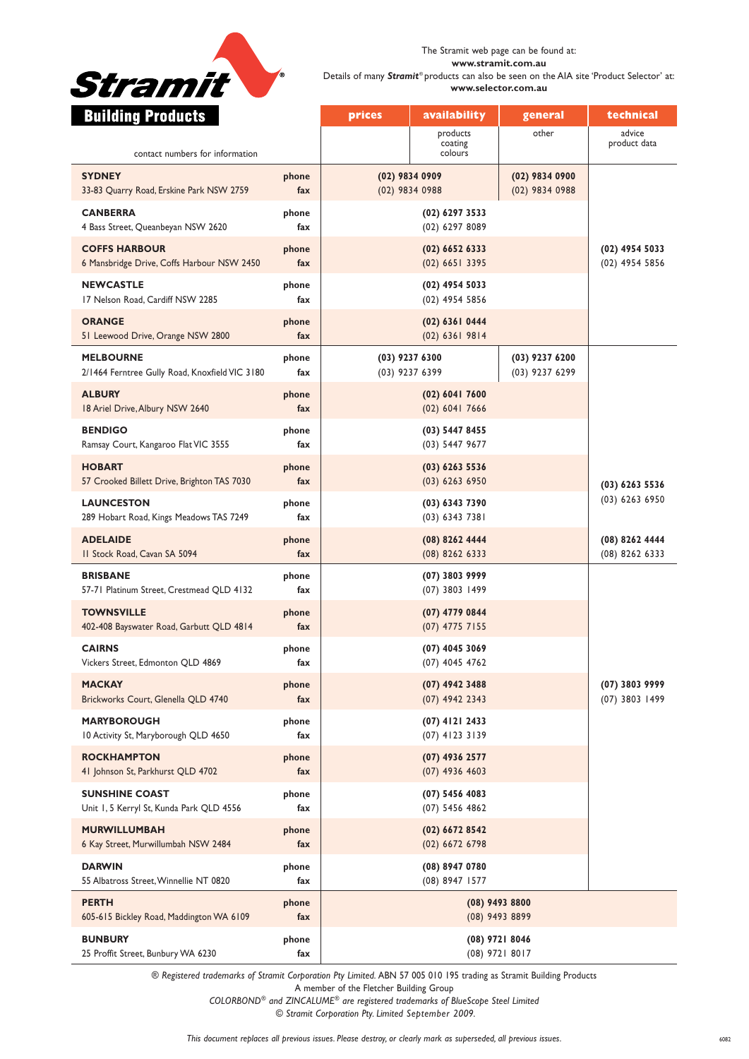Stramit

**Building Products**

The Stramit web page can be found at:
**www.stramit.com.au**
Details of many ***Stramit***® products can also be seen on the AIA site 'Product Selector' at:
**www.selector.com.au**

| contact numbers for information | | prices | availability<br>products<br>coating<br>colours | general<br>other | technical<br>advice<br>product data |
|---|---|---|---|---|---|
| **SYDNEY**<br>33-83 Quarry Road, Erskine Park NSW 2759 | phone<br>fax | **(02) 9834 0909**<br>(02) 9834 0988 | | **(02) 9834 0900**<br>(02) 9834 0988 | |
| **CANBERRA**<br>4 Bass Street, Queanbeyan NSW 2620 | phone<br>fax | **(02) 6297 3533**<br>(02) 6297 8089 | | | |
| **COFFS HARBOUR**<br>6 Mansbridge Drive, Coffs Harbour NSW 2450 | phone<br>fax | **(02) 6652 6333**<br>(02) 6651 3395 | | | **(02) 4954 5033**<br>(02) 4954 5856 |
| **NEWCASTLE**<br>17 Nelson Road, Cardiff NSW 2285 | phone<br>fax | **(02) 4954 5033**<br>(02) 4954 5856 | | | |
| **ORANGE**<br>51 Leewood Drive, Orange NSW 2800 | phone<br>fax | **(02) 6361 0444**<br>(02) 6361 9814 | | | |
| **MELBOURNE**<br>2/1464 Ferntree Gully Road, Knoxfield VIC 3180 | phone<br>fax | **(03) 9237 6300**<br>(03) 9237 6399 | | **(03) 9237 6200**<br>(03) 9237 6299 | |
| **ALBURY**<br>18 Ariel Drive, Albury NSW 2640 | phone<br>fax | **(02) 6041 7600**<br>(02) 6041 7666 | | | |
| **BENDIGO**<br>Ramsay Court, Kangaroo Flat VIC 3555 | phone<br>fax | **(03) 5447 8455**<br>(03) 5447 9677 | | | |
| **HOBART**<br>57 Crooked Billett Drive, Brighton TAS 7030 | phone<br>fax | **(03) 6263 5536**<br>(03) 6263 6950 | | | **(03) 6263 5536**<br>(03) 6263 6950 |
| **LAUNCESTON**<br>289 Hobart Road, Kings Meadows TAS 7249 | phone<br>fax | **(03) 6343 7390**<br>(03) 6343 7381 | | | |
| **ADELAIDE**<br>11 Stock Road, Cavan SA 5094 | phone<br>fax | **(08) 8262 4444**<br>(08) 8262 6333 | | | **(08) 8262 4444**<br>(08) 8262 6333 |
| **BRISBANE**<br>57-71 Platinum Street, Crestmead QLD 4132 | phone<br>fax | **(07) 3803 9999**<br>(07) 3803 1499 | | | |
| **TOWNSVILLE**<br>402-408 Bayswater Road, Garbutt QLD 4814 | phone<br>fax | **(07) 4779 0844**<br>(07) 4775 7155 | | | |
| **CAIRNS**<br>Vickers Street, Edmonton QLD 4869 | phone<br>fax | **(07) 4045 3069**<br>(07) 4045 4762 | | | |
| **MACKAY**<br>Brickworks Court, Glenella QLD 4740 | phone<br>fax | **(07) 4942 3488**<br>(07) 4942 2343 | | | **(07) 3803 9999**<br>(07) 3803 1499 |
| **MARYBOROUGH**<br>10 Activity St, Maryborough QLD 4650 | phone<br>fax | **(07) 4121 2433**<br>(07) 4123 3139 | | | |
| **ROCKHAMPTON**<br>41 Johnson St, Parkhurst QLD 4702 | phone<br>fax | **(07) 4936 2577**<br>(07) 4936 4603 | | | |
| **SUNSHINE COAST**<br>Unit 1, 5 Kerryl St, Kunda Park QLD 4556 | phone<br>fax | **(07) 5456 4083**<br>(07) 5456 4862 | | | |
| **MURWILLUMBAH**<br>6 Kay Street, Murwillumbah NSW 2484 | phone<br>fax | **(02) 6672 8542**<br>(02) 6672 6798 | | | |
| **DARWIN**<br>55 Albatross Street, Winnellie NT 0820 | phone<br>fax | **(08) 8947 0780**<br>(08) 8947 1577 | | | |
| **PERTH**<br>605-615 Bickley Road, Maddington WA 6109 | phone<br>fax | **(08) 9493 8800**<br>(08) 9493 8899 | | | |
| **BUNBURY**<br>25 Proffit Street, Bunbury WA 6230 | phone<br>fax | **(08) 9721 8046**<br>(08) 9721 8017 | | | |

*® Registered trademarks of Stramit Corporation Pty Limited.* ABN 57 005 010 195 trading as Stramit Building Products
A member of the Fletcher Building Group
*COLORBOND® and ZINCALUME® are registered trademarks of BlueScope Steel Limited*
*© Stramit Corporation Pty. Limited September 2009.*

*This document replaces all previous issues. Please destroy, or clearly mark as superseded, all previous issues.*